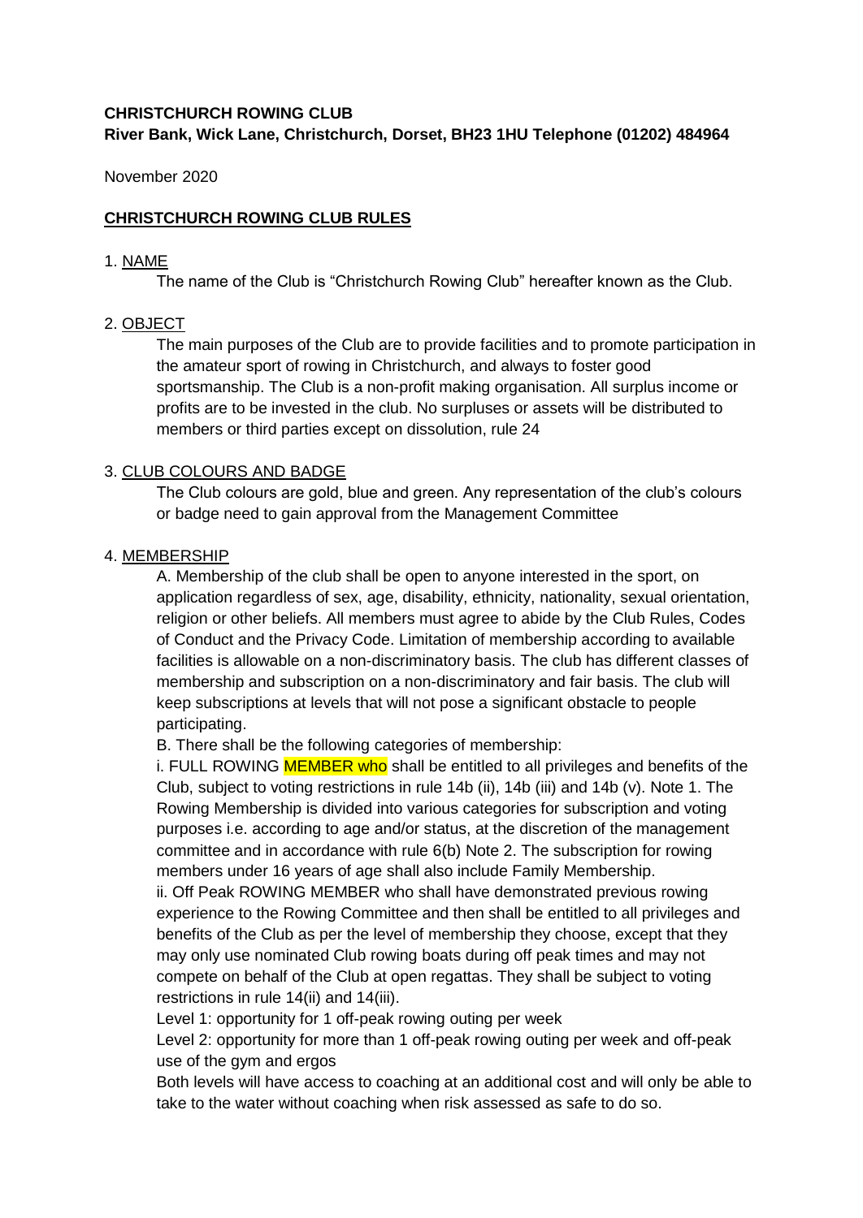**CHRISTCHURCH ROWING CLUB**
**River Bank, Wick Lane, Christchurch, Dorset, BH23 1HU Telephone (01202) 484964**

November 2020

## CHRISTCHURCH ROWING CLUB RULES

### 1. NAME

The name of the Club is "Christchurch Rowing Club" hereafter known as the Club.

### 2. OBJECT

The main purposes of the Club are to provide facilities and to promote participation in the amateur sport of rowing in Christchurch, and always to foster good sportsmanship. The Club is a non-profit making organisation. All surplus income or profits are to be invested in the club. No surpluses or assets will be distributed to members or third parties except on dissolution, rule 24

### 3. CLUB COLOURS AND BADGE

The Club colours are gold, blue and green. Any representation of the club's colours or badge need to gain approval from the Management Committee

### 4. MEMBERSHIP

A. Membership of the club shall be open to anyone interested in the sport, on application regardless of sex, age, disability, ethnicity, nationality, sexual orientation, religion or other beliefs. All members must agree to abide by the Club Rules, Codes of Conduct and the Privacy Code. Limitation of membership according to available facilities is allowable on a non-discriminatory basis. The club has different classes of membership and subscription on a non-discriminatory and fair basis. The club will keep subscriptions at levels that will not pose a significant obstacle to people participating.

B. There shall be the following categories of membership:

i. FULL ROWING MEMBER who shall be entitled to all privileges and benefits of the Club, subject to voting restrictions in rule 14b (ii), 14b (iii) and 14b (v). Note 1. The Rowing Membership is divided into various categories for subscription and voting purposes i.e. according to age and/or status, at the discretion of the management committee and in accordance with rule 6(b) Note 2. The subscription for rowing members under 16 years of age shall also include Family Membership.

ii. Off Peak ROWING MEMBER who shall have demonstrated previous rowing experience to the Rowing Committee and then shall be entitled to all privileges and benefits of the Club as per the level of membership they choose, except that they may only use nominated Club rowing boats during off peak times and may not compete on behalf of the Club at open regattas. They shall be subject to voting restrictions in rule 14(ii) and 14(iii).

Level 1: opportunity for 1 off-peak rowing outing per week

Level 2: opportunity for more than 1 off-peak rowing outing per week and off-peak use of the gym and ergos

Both levels will have access to coaching at an additional cost and will only be able to take to the water without coaching when risk assessed as safe to do so.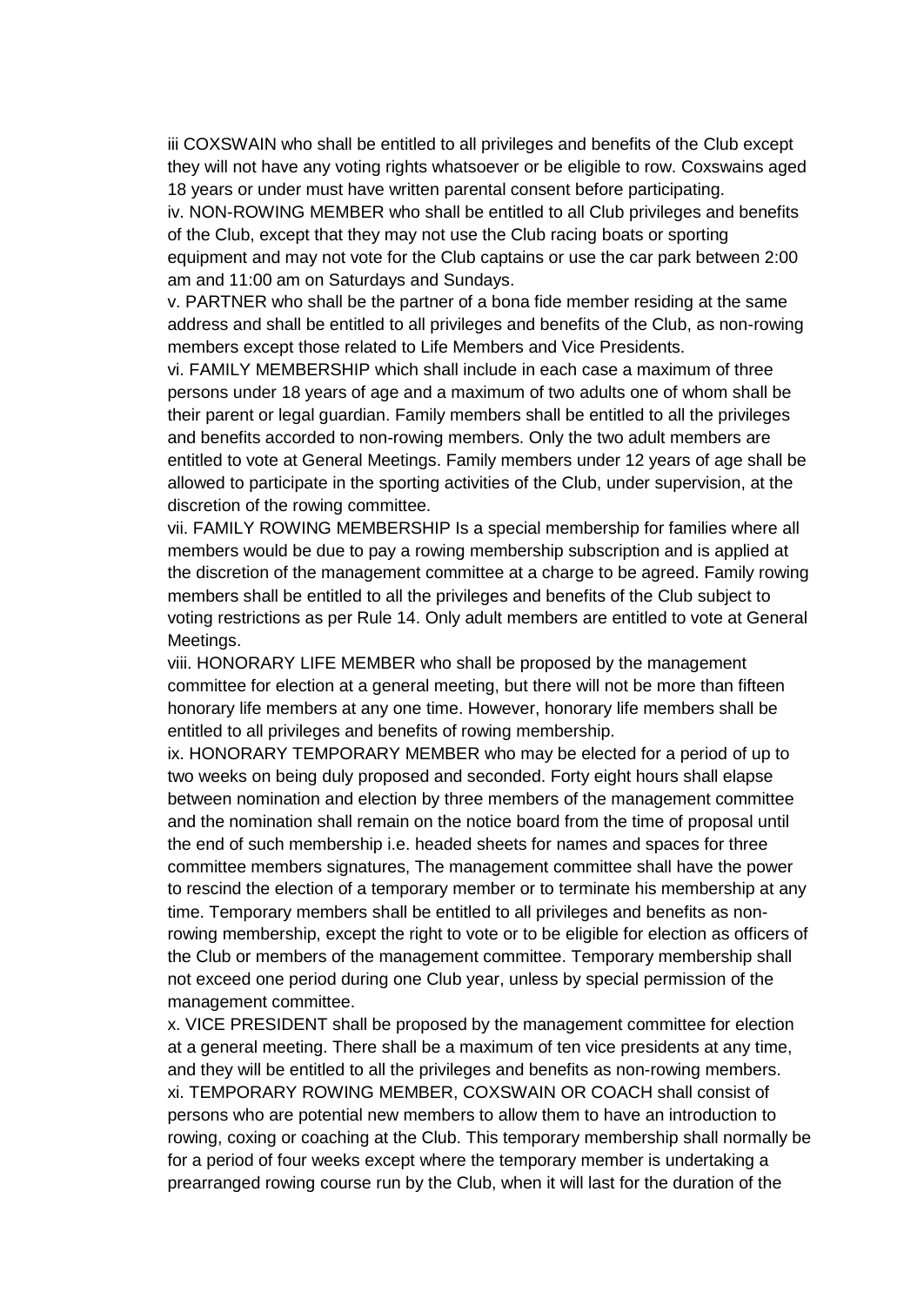iii COXSWAIN who shall be entitled to all privileges and benefits of the Club except they will not have any voting rights whatsoever or be eligible to row. Coxswains aged 18 years or under must have written parental consent before participating.

iv. NON-ROWING MEMBER who shall be entitled to all Club privileges and benefits of the Club, except that they may not use the Club racing boats or sporting equipment and may not vote for the Club captains or use the car park between 2:00 am and 11:00 am on Saturdays and Sundays.

v. PARTNER who shall be the partner of a bona fide member residing at the same address and shall be entitled to all privileges and benefits of the Club, as non-rowing members except those related to Life Members and Vice Presidents.

vi. FAMILY MEMBERSHIP which shall include in each case a maximum of three persons under 18 years of age and a maximum of two adults one of whom shall be their parent or legal guardian. Family members shall be entitled to all the privileges and benefits accorded to non-rowing members. Only the two adult members are entitled to vote at General Meetings. Family members under 12 years of age shall be allowed to participate in the sporting activities of the Club, under supervision, at the discretion of the rowing committee.

vii. FAMILY ROWING MEMBERSHIP Is a special membership for families where all members would be due to pay a rowing membership subscription and is applied at the discretion of the management committee at a charge to be agreed. Family rowing members shall be entitled to all the privileges and benefits of the Club subject to voting restrictions as per Rule 14. Only adult members are entitled to vote at General Meetings.

viii. HONORARY LIFE MEMBER who shall be proposed by the management committee for election at a general meeting, but there will not be more than fifteen honorary life members at any one time. However, honorary life members shall be entitled to all privileges and benefits of rowing membership.

ix. HONORARY TEMPORARY MEMBER who may be elected for a period of up to two weeks on being duly proposed and seconded. Forty eight hours shall elapse between nomination and election by three members of the management committee and the nomination shall remain on the notice board from the time of proposal until the end of such membership i.e. headed sheets for names and spaces for three committee members signatures, The management committee shall have the power to rescind the election of a temporary member or to terminate his membership at any time. Temporary members shall be entitled to all privileges and benefits as non-rowing membership, except the right to vote or to be eligible for election as officers of the Club or members of the management committee. Temporary membership shall not exceed one period during one Club year, unless by special permission of the management committee.

x. VICE PRESIDENT shall be proposed by the management committee for election at a general meeting. There shall be a maximum of ten vice presidents at any time, and they will be entitled to all the privileges and benefits as non-rowing members.

xi. TEMPORARY ROWING MEMBER, COXSWAIN OR COACH shall consist of persons who are potential new members to allow them to have an introduction to rowing, coxing or coaching at the Club. This temporary membership shall normally be for a period of four weeks except where the temporary member is undertaking a prearranged rowing course run by the Club, when it will last for the duration of the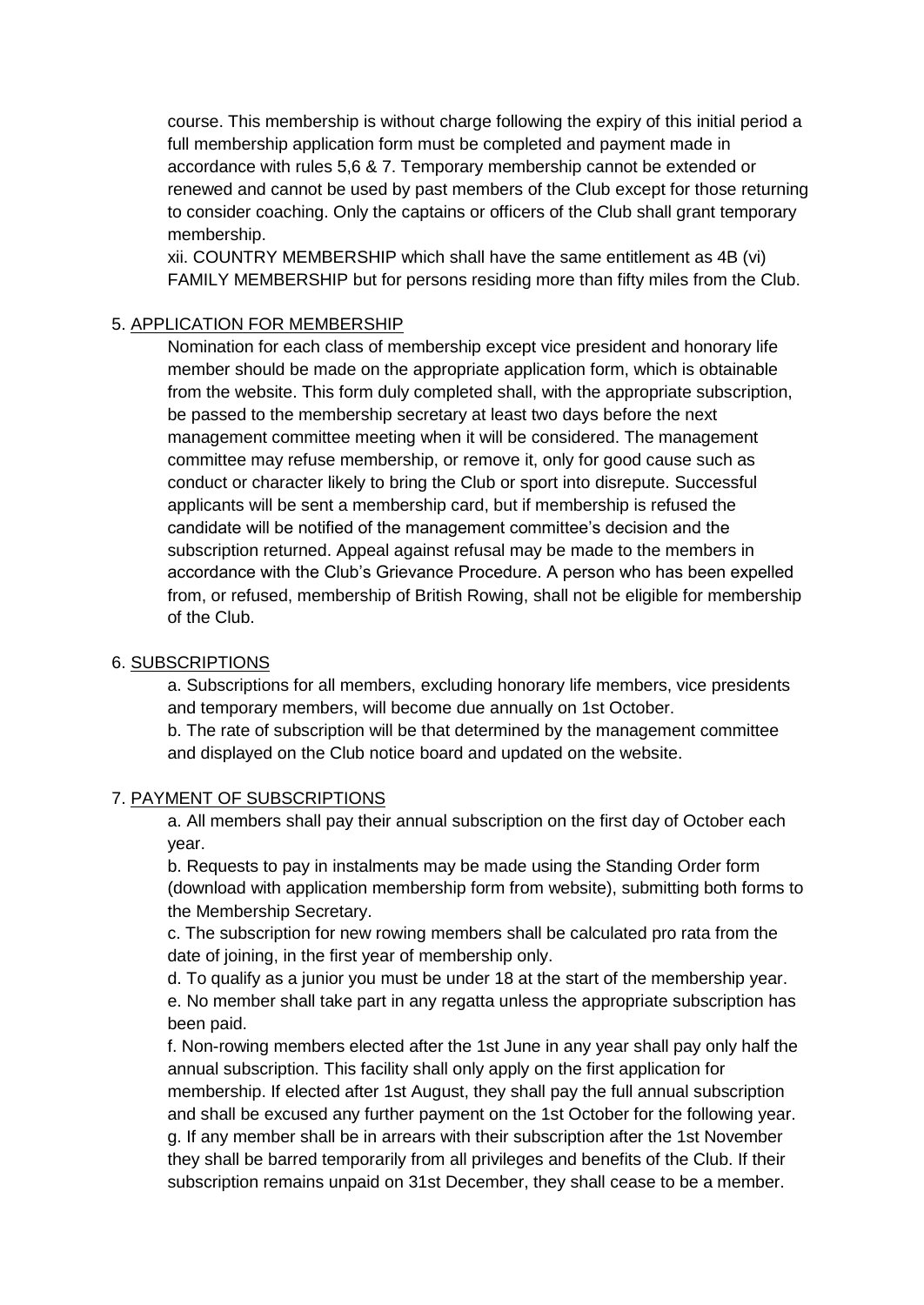course. This membership is without charge following the expiry of this initial period a full membership application form must be completed and payment made in accordance with rules 5,6 & 7. Temporary membership cannot be extended or renewed and cannot be used by past members of the Club except for those returning to consider coaching. Only the captains or officers of the Club shall grant temporary membership.

xii. COUNTRY MEMBERSHIP which shall have the same entitlement as 4B (vi) FAMILY MEMBERSHIP but for persons residing more than fifty miles from the Club.

5. <u>APPLICATION FOR MEMBERSHIP</u>

Nomination for each class of membership except vice president and honorary life member should be made on the appropriate application form, which is obtainable from the website. This form duly completed shall, with the appropriate subscription, be passed to the membership secretary at least two days before the next management committee meeting when it will be considered. The management committee may refuse membership, or remove it, only for good cause such as conduct or character likely to bring the Club or sport into disrepute. Successful applicants will be sent a membership card, but if membership is refused the candidate will be notified of the management committee's decision and the subscription returned. Appeal against refusal may be made to the members in accordance with the Club's Grievance Procedure. A person who has been expelled from, or refused, membership of British Rowing, shall not be eligible for membership of the Club.

6. <u>SUBSCRIPTIONS</u>

a. Subscriptions for all members, excluding honorary life members, vice presidents and temporary members, will become due annually on 1st October.

b. The rate of subscription will be that determined by the management committee and displayed on the Club notice board and updated on the website.

7. <u>PAYMENT OF SUBSCRIPTIONS</u>

a. All members shall pay their annual subscription on the first day of October each year.

b. Requests to pay in instalments may be made using the Standing Order form (download with application membership form from website), submitting both forms to the Membership Secretary.

c. The subscription for new rowing members shall be calculated pro rata from the date of joining, in the first year of membership only.

d. To qualify as a junior you must be under 18 at the start of the membership year.

e. No member shall take part in any regatta unless the appropriate subscription has been paid.

f. Non-rowing members elected after the 1st June in any year shall pay only half the annual subscription. This facility shall only apply on the first application for membership. If elected after 1st August, they shall pay the full annual subscription and shall be excused any further payment on the 1st October for the following year.

g. If any member shall be in arrears with their subscription after the 1st November they shall be barred temporarily from all privileges and benefits of the Club. If their subscription remains unpaid on 31st December, they shall cease to be a member.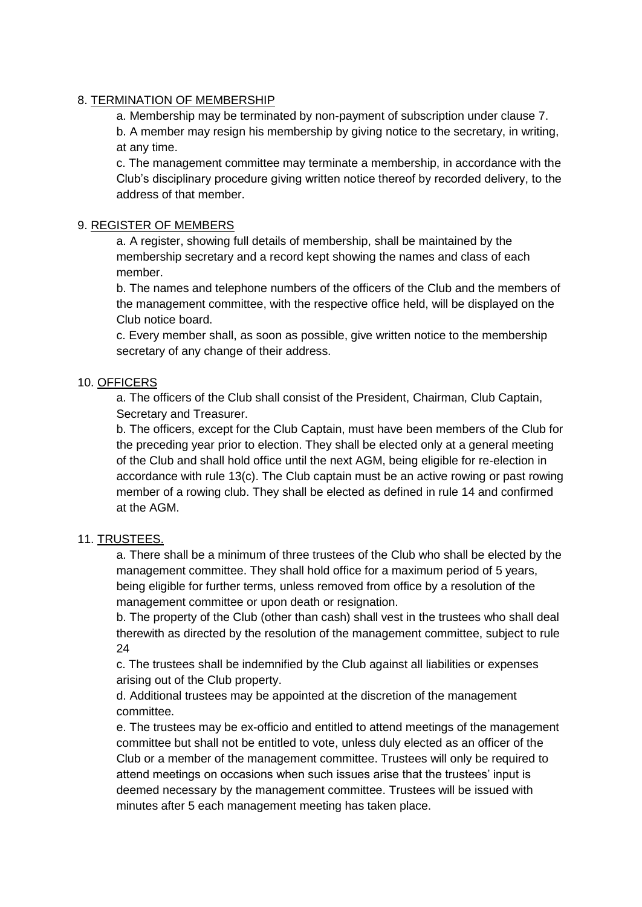8. <u>TERMINATION OF MEMBERSHIP</u>

a. Membership may be terminated by non-payment of subscription under clause 7.

b. A member may resign his membership by giving notice to the secretary, in writing, at any time.

c. The management committee may terminate a membership, in accordance with the Club's disciplinary procedure giving written notice thereof by recorded delivery, to the address of that member.

9. <u>REGISTER OF MEMBERS</u>

a. A register, showing full details of membership, shall be maintained by the membership secretary and a record kept showing the names and class of each member.

b. The names and telephone numbers of the officers of the Club and the members of the management committee, with the respective office held, will be displayed on the Club notice board.

c. Every member shall, as soon as possible, give written notice to the membership secretary of any change of their address.

10. <u>OFFICERS</u>

a. The officers of the Club shall consist of the President, Chairman, Club Captain, Secretary and Treasurer.

b. The officers, except for the Club Captain, must have been members of the Club for the preceding year prior to election. They shall be elected only at a general meeting of the Club and shall hold office until the next AGM, being eligible for re-election in accordance with rule 13(c). The Club captain must be an active rowing or past rowing member of a rowing club. They shall be elected as defined in rule 14 and confirmed at the AGM.

11. <u>TRUSTEES.</u>

a. There shall be a minimum of three trustees of the Club who shall be elected by the management committee. They shall hold office for a maximum period of 5 years, being eligible for further terms, unless removed from office by a resolution of the management committee or upon death or resignation.

b. The property of the Club (other than cash) shall vest in the trustees who shall deal therewith as directed by the resolution of the management committee, subject to rule 24

c. The trustees shall be indemnified by the Club against all liabilities or expenses arising out of the Club property.

d. Additional trustees may be appointed at the discretion of the management committee.

e. The trustees may be ex-officio and entitled to attend meetings of the management committee but shall not be entitled to vote, unless duly elected as an officer of the Club or a member of the management committee. Trustees will only be required to attend meetings on occasions when such issues arise that the trustees' input is deemed necessary by the management committee. Trustees will be issued with minutes after 5 each management meeting has taken place.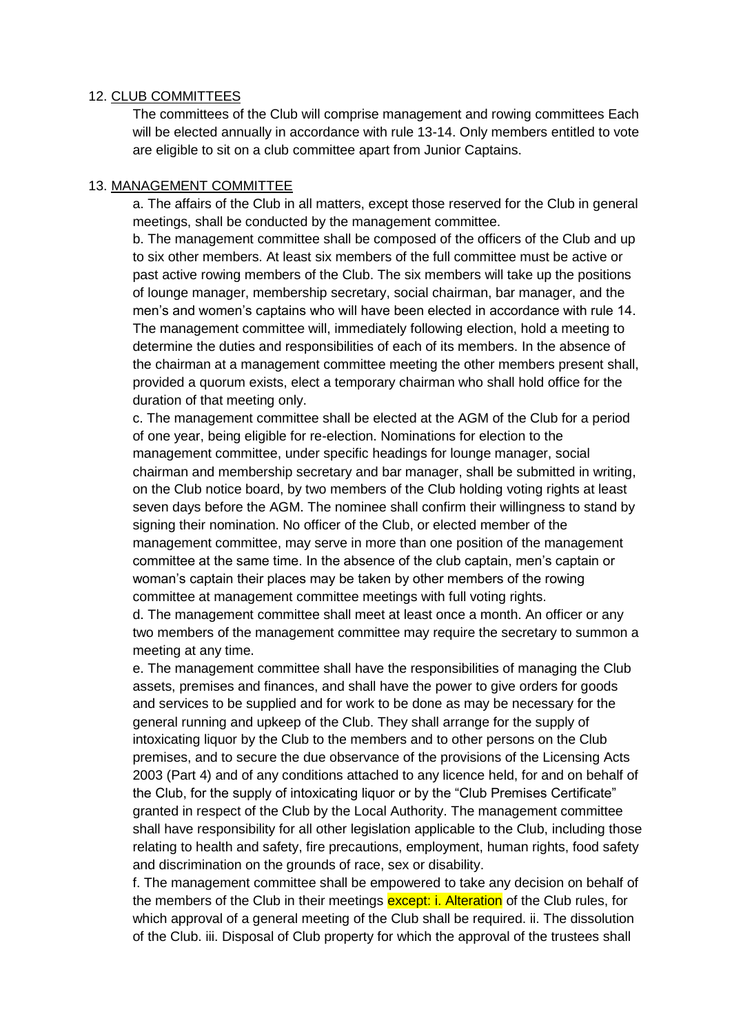## 12. CLUB COMMITTEES

The committees of the Club will comprise management and rowing committees Each will be elected annually in accordance with rule 13-14. Only members entitled to vote are eligible to sit on a club committee apart from Junior Captains.

## 13. MANAGEMENT COMMITTEE

a. The affairs of the Club in all matters, except those reserved for the Club in general meetings, shall be conducted by the management committee.

b. The management committee shall be composed of the officers of the Club and up to six other members. At least six members of the full committee must be active or past active rowing members of the Club. The six members will take up the positions of lounge manager, membership secretary, social chairman, bar manager, and the men's and women's captains who will have been elected in accordance with rule 14. The management committee will, immediately following election, hold a meeting to determine the duties and responsibilities of each of its members. In the absence of the chairman at a management committee meeting the other members present shall, provided a quorum exists, elect a temporary chairman who shall hold office for the duration of that meeting only.

c. The management committee shall be elected at the AGM of the Club for a period of one year, being eligible for re-election. Nominations for election to the management committee, under specific headings for lounge manager, social chairman and membership secretary and bar manager, shall be submitted in writing, on the Club notice board, by two members of the Club holding voting rights at least seven days before the AGM. The nominee shall confirm their willingness to stand by signing their nomination. No officer of the Club, or elected member of the management committee, may serve in more than one position of the management committee at the same time. In the absence of the club captain, men's captain or woman's captain their places may be taken by other members of the rowing committee at management committee meetings with full voting rights.

d. The management committee shall meet at least once a month. An officer or any two members of the management committee may require the secretary to summon a meeting at any time.

e. The management committee shall have the responsibilities of managing the Club assets, premises and finances, and shall have the power to give orders for goods and services to be supplied and for work to be done as may be necessary for the general running and upkeep of the Club. They shall arrange for the supply of intoxicating liquor by the Club to the members and to other persons on the Club premises, and to secure the due observance of the provisions of the Licensing Acts 2003 (Part 4) and of any conditions attached to any licence held, for and on behalf of the Club, for the supply of intoxicating liquor or by the "Club Premises Certificate" granted in respect of the Club by the Local Authority. The management committee shall have responsibility for all other legislation applicable to the Club, including those relating to health and safety, fire precautions, employment, human rights, food safety and discrimination on the grounds of race, sex or disability.

f. The management committee shall be empowered to take any decision on behalf of the members of the Club in their meetings except: i. Alteration of the Club rules, for which approval of a general meeting of the Club shall be required. ii. The dissolution of the Club. iii. Disposal of Club property for which the approval of the trustees shall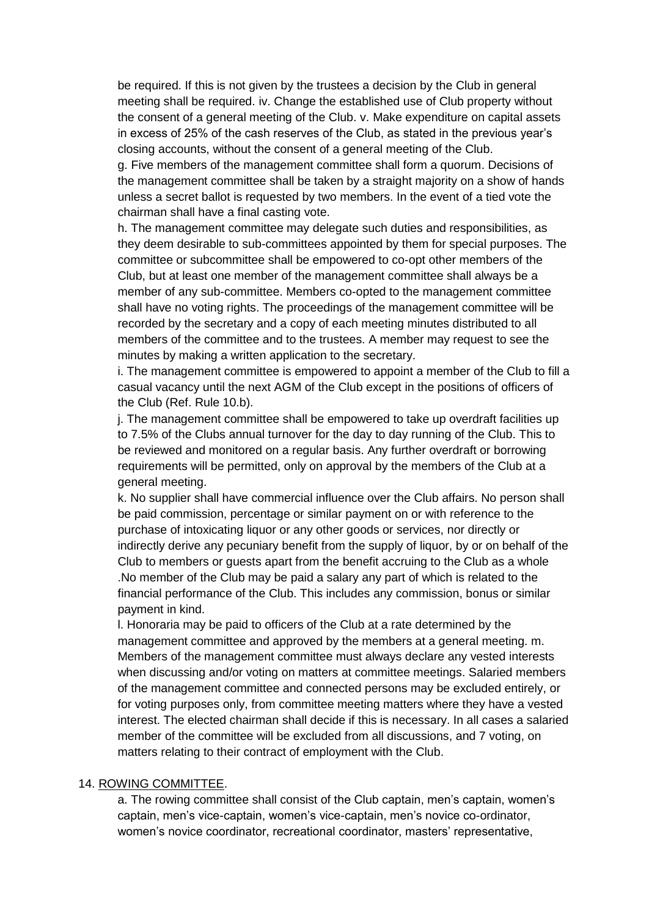be required. If this is not given by the trustees a decision by the Club in general meeting shall be required. iv. Change the established use of Club property without the consent of a general meeting of the Club. v. Make expenditure on capital assets in excess of 25% of the cash reserves of the Club, as stated in the previous year's closing accounts, without the consent of a general meeting of the Club.

g. Five members of the management committee shall form a quorum. Decisions of the management committee shall be taken by a straight majority on a show of hands unless a secret ballot is requested by two members. In the event of a tied vote the chairman shall have a final casting vote.

h. The management committee may delegate such duties and responsibilities, as they deem desirable to sub-committees appointed by them for special purposes. The committee or subcommittee shall be empowered to co-opt other members of the Club, but at least one member of the management committee shall always be a member of any sub-committee. Members co-opted to the management committee shall have no voting rights. The proceedings of the management committee will be recorded by the secretary and a copy of each meeting minutes distributed to all members of the committee and to the trustees. A member may request to see the minutes by making a written application to the secretary.

i. The management committee is empowered to appoint a member of the Club to fill a casual vacancy until the next AGM of the Club except in the positions of officers of the Club (Ref. Rule 10.b).

j. The management committee shall be empowered to take up overdraft facilities up to 7.5% of the Clubs annual turnover for the day to day running of the Club. This to be reviewed and monitored on a regular basis. Any further overdraft or borrowing requirements will be permitted, only on approval by the members of the Club at a general meeting.

k. No supplier shall have commercial influence over the Club affairs. No person shall be paid commission, percentage or similar payment on or with reference to the purchase of intoxicating liquor or any other goods or services, nor directly or indirectly derive any pecuniary benefit from the supply of liquor, by or on behalf of the Club to members or guests apart from the benefit accruing to the Club as a whole .No member of the Club may be paid a salary any part of which is related to the financial performance of the Club. This includes any commission, bonus or similar payment in kind.

l. Honoraria may be paid to officers of the Club at a rate determined by the management committee and approved by the members at a general meeting. m. Members of the management committee must always declare any vested interests when discussing and/or voting on matters at committee meetings. Salaried members of the management committee and connected persons may be excluded entirely, or for voting purposes only, from committee meeting matters where they have a vested interest. The elected chairman shall decide if this is necessary. In all cases a salaried member of the committee will be excluded from all discussions, and 7 voting, on matters relating to their contract of employment with the Club.

14. <u>ROWING COMMITTEE</u>.

a. The rowing committee shall consist of the Club captain, men's captain, women's captain, men's vice-captain, women's vice-captain, men's novice co-ordinator, women's novice coordinator, recreational coordinator, masters' representative,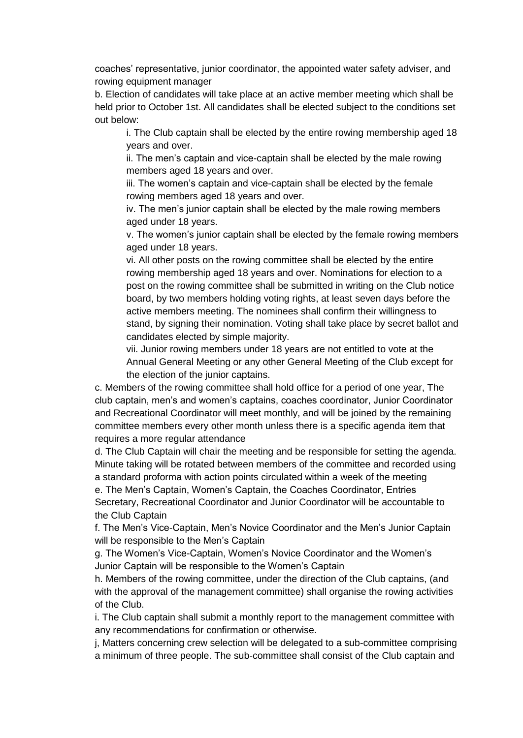coaches' representative, junior coordinator, the appointed water safety adviser, and rowing equipment manager

b. Election of candidates will take place at an active member meeting which shall be held prior to October 1st. All candidates shall be elected subject to the conditions set out below:

> i. The Club captain shall be elected by the entire rowing membership aged 18 years and over.
>
> ii. The men's captain and vice-captain shall be elected by the male rowing members aged 18 years and over.
>
> iii. The women's captain and vice-captain shall be elected by the female rowing members aged 18 years and over.
>
> iv. The men's junior captain shall be elected by the male rowing members aged under 18 years.
>
> v. The women's junior captain shall be elected by the female rowing members aged under 18 years.
>
> vi. All other posts on the rowing committee shall be elected by the entire rowing membership aged 18 years and over. Nominations for election to a post on the rowing committee shall be submitted in writing on the Club notice board, by two members holding voting rights, at least seven days before the active members meeting. The nominees shall confirm their willingness to stand, by signing their nomination. Voting shall take place by secret ballot and candidates elected by simple majority.
>
> vii. Junior rowing members under 18 years are not entitled to vote at the Annual General Meeting or any other General Meeting of the Club except for the election of the junior captains.

c. Members of the rowing committee shall hold office for a period of one year, The club captain, men's and women's captains, coaches coordinator, Junior Coordinator and Recreational Coordinator will meet monthly, and will be joined by the remaining committee members every other month unless there is a specific agenda item that requires a more regular attendance

d. The Club Captain will chair the meeting and be responsible for setting the agenda. Minute taking will be rotated between members of the committee and recorded using a standard proforma with action points circulated within a week of the meeting

e. The Men's Captain, Women's Captain, the Coaches Coordinator, Entries Secretary, Recreational Coordinator and Junior Coordinator will be accountable to the Club Captain

f. The Men's Vice-Captain, Men's Novice Coordinator and the Men's Junior Captain will be responsible to the Men's Captain

g. The Women's Vice-Captain, Women's Novice Coordinator and the Women's Junior Captain will be responsible to the Women's Captain

h. Members of the rowing committee, under the direction of the Club captains, (and with the approval of the management committee) shall organise the rowing activities of the Club.

i. The Club captain shall submit a monthly report to the management committee with any recommendations for confirmation or otherwise.

j, Matters concerning crew selection will be delegated to a sub-committee comprising a minimum of three people. The sub-committee shall consist of the Club captain and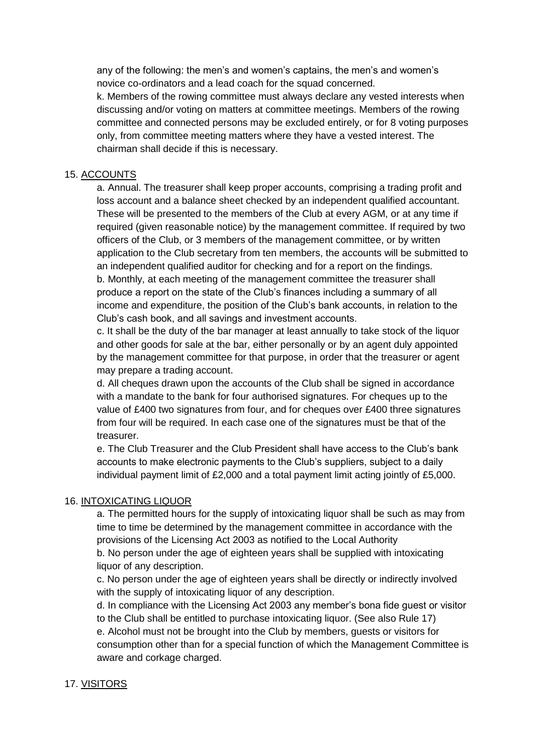any of the following: the men's and women's captains, the men's and women's novice co-ordinators and a lead coach for the squad concerned.

k. Members of the rowing committee must always declare any vested interests when discussing and/or voting on matters at committee meetings. Members of the rowing committee and connected persons may be excluded entirely, or for 8 voting purposes only, from committee meeting matters where they have a vested interest. The chairman shall decide if this is necessary.

15. <u>ACCOUNTS</u>

a. Annual. The treasurer shall keep proper accounts, comprising a trading profit and loss account and a balance sheet checked by an independent qualified accountant. These will be presented to the members of the Club at every AGM, or at any time if required (given reasonable notice) by the management committee. If required by two officers of the Club, or 3 members of the management committee, or by written application to the Club secretary from ten members, the accounts will be submitted to an independent qualified auditor for checking and for a report on the findings.

b. Monthly, at each meeting of the management committee the treasurer shall produce a report on the state of the Club's finances including a summary of all income and expenditure, the position of the Club's bank accounts, in relation to the Club's cash book, and all savings and investment accounts.

c. It shall be the duty of the bar manager at least annually to take stock of the liquor and other goods for sale at the bar, either personally or by an agent duly appointed by the management committee for that purpose, in order that the treasurer or agent may prepare a trading account.

d. All cheques drawn upon the accounts of the Club shall be signed in accordance with a mandate to the bank for four authorised signatures. For cheques up to the value of £400 two signatures from four, and for cheques over £400 three signatures from four will be required. In each case one of the signatures must be that of the treasurer.

e. The Club Treasurer and the Club President shall have access to the Club's bank accounts to make electronic payments to the Club's suppliers, subject to a daily individual payment limit of £2,000 and a total payment limit acting jointly of £5,000.

16. <u>INTOXICATING LIQUOR</u>

a. The permitted hours for the supply of intoxicating liquor shall be such as may from time to time be determined by the management committee in accordance with the provisions of the Licensing Act 2003 as notified to the Local Authority

b. No person under the age of eighteen years shall be supplied with intoxicating liquor of any description.

c. No person under the age of eighteen years shall be directly or indirectly involved with the supply of intoxicating liquor of any description.

d. In compliance with the Licensing Act 2003 any member's bona fide guest or visitor to the Club shall be entitled to purchase intoxicating liquor. (See also Rule 17)

e. Alcohol must not be brought into the Club by members, guests or visitors for consumption other than for a special function of which the Management Committee is aware and corkage charged.

17. <u>VISITORS</u>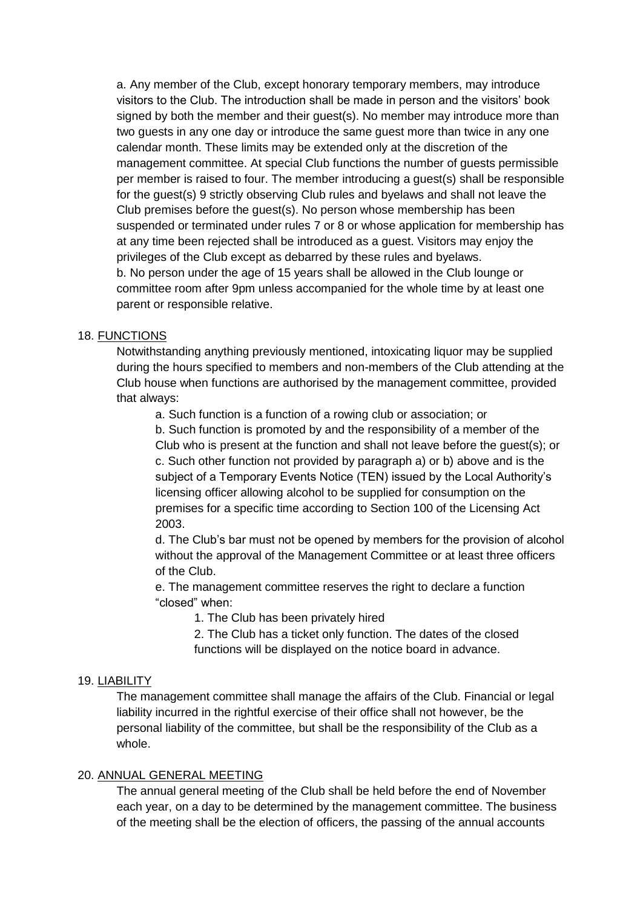a. Any member of the Club, except honorary temporary members, may introduce visitors to the Club. The introduction shall be made in person and the visitors' book signed by both the member and their guest(s). No member may introduce more than two guests in any one day or introduce the same guest more than twice in any one calendar month. These limits may be extended only at the discretion of the management committee. At special Club functions the number of guests permissible per member is raised to four. The member introducing a guest(s) shall be responsible for the guest(s) 9 strictly observing Club rules and byelaws and shall not leave the Club premises before the guest(s). No person whose membership has been suspended or terminated under rules 7 or 8 or whose application for membership has at any time been rejected shall be introduced as a guest. Visitors may enjoy the privileges of the Club except as debarred by these rules and byelaws.

b. No person under the age of 15 years shall be allowed in the Club lounge or committee room after 9pm unless accompanied for the whole time by at least one parent or responsible relative.

18. <u>FUNCTIONS</u>

Notwithstanding anything previously mentioned, intoxicating liquor may be supplied during the hours specified to members and non-members of the Club attending at the Club house when functions are authorised by the management committee, provided that always:

a. Such function is a function of a rowing club or association; or

b. Such function is promoted by and the responsibility of a member of the Club who is present at the function and shall not leave before the guest(s); or

c. Such other function not provided by paragraph a) or b) above and is the subject of a Temporary Events Notice (TEN) issued by the Local Authority's licensing officer allowing alcohol to be supplied for consumption on the premises for a specific time according to Section 100 of the Licensing Act 2003.

d. The Club's bar must not be opened by members for the provision of alcohol without the approval of the Management Committee or at least three officers of the Club.

e. The management committee reserves the right to declare a function "closed" when:

1. The Club has been privately hired
2. The Club has a ticket only function. The dates of the closed functions will be displayed on the notice board in advance.

19. <u>LIABILITY</u>

The management committee shall manage the affairs of the Club. Financial or legal liability incurred in the rightful exercise of their office shall not however, be the personal liability of the committee, but shall be the responsibility of the Club as a whole.

20. <u>ANNUAL GENERAL MEETING</u>

The annual general meeting of the Club shall be held before the end of November each year, on a day to be determined by the management committee. The business of the meeting shall be the election of officers, the passing of the annual accounts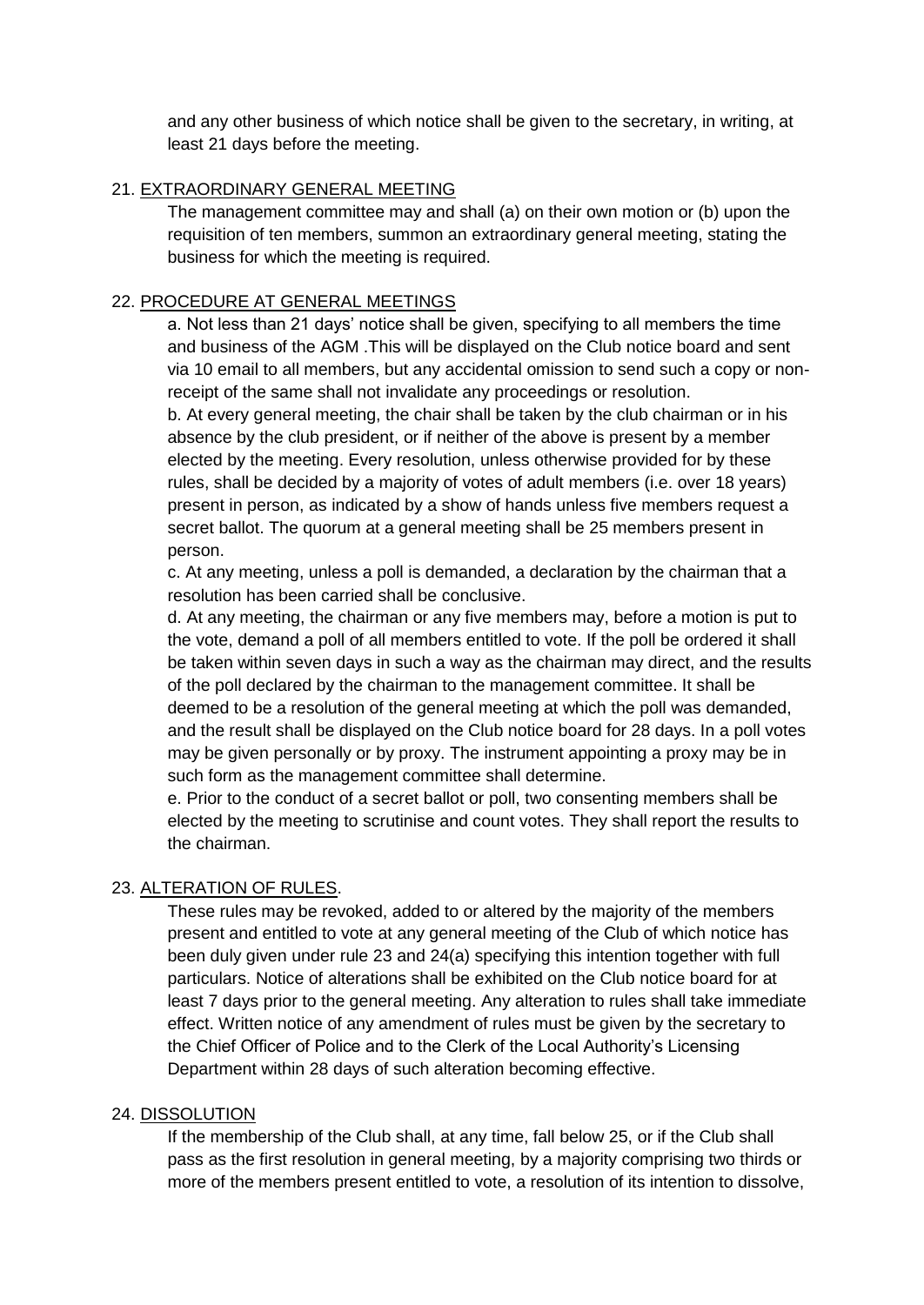and any other business of which notice shall be given to the secretary, in writing, at least 21 days before the meeting.

21. EXTRAORDINARY GENERAL MEETING

The management committee may and shall (a) on their own motion or (b) upon the requisition of ten members, summon an extraordinary general meeting, stating the business for which the meeting is required.

22. PROCEDURE AT GENERAL MEETINGS

a. Not less than 21 days' notice shall be given, specifying to all members the time and business of the AGM .This will be displayed on the Club notice board and sent via 10 email to all members, but any accidental omission to send such a copy or non-receipt of the same shall not invalidate any proceedings or resolution.

b. At every general meeting, the chair shall be taken by the club chairman or in his absence by the club president, or if neither of the above is present by a member elected by the meeting. Every resolution, unless otherwise provided for by these rules, shall be decided by a majority of votes of adult members (i.e. over 18 years) present in person, as indicated by a show of hands unless five members request a secret ballot. The quorum at a general meeting shall be 25 members present in person.

c. At any meeting, unless a poll is demanded, a declaration by the chairman that a resolution has been carried shall be conclusive.

d. At any meeting, the chairman or any five members may, before a motion is put to the vote, demand a poll of all members entitled to vote. If the poll be ordered it shall be taken within seven days in such a way as the chairman may direct, and the results of the poll declared by the chairman to the management committee. It shall be deemed to be a resolution of the general meeting at which the poll was demanded, and the result shall be displayed on the Club notice board for 28 days. In a poll votes may be given personally or by proxy. The instrument appointing a proxy may be in such form as the management committee shall determine.

e. Prior to the conduct of a secret ballot or poll, two consenting members shall be elected by the meeting to scrutinise and count votes. They shall report the results to the chairman.

23. ALTERATION OF RULES.

These rules may be revoked, added to or altered by the majority of the members present and entitled to vote at any general meeting of the Club of which notice has been duly given under rule 23 and 24(a) specifying this intention together with full particulars. Notice of alterations shall be exhibited on the Club notice board for at least 7 days prior to the general meeting. Any alteration to rules shall take immediate effect. Written notice of any amendment of rules must be given by the secretary to the Chief Officer of Police and to the Clerk of the Local Authority's Licensing Department within 28 days of such alteration becoming effective.

24. DISSOLUTION

If the membership of the Club shall, at any time, fall below 25, or if the Club shall pass as the first resolution in general meeting, by a majority comprising two thirds or more of the members present entitled to vote, a resolution of its intention to dissolve,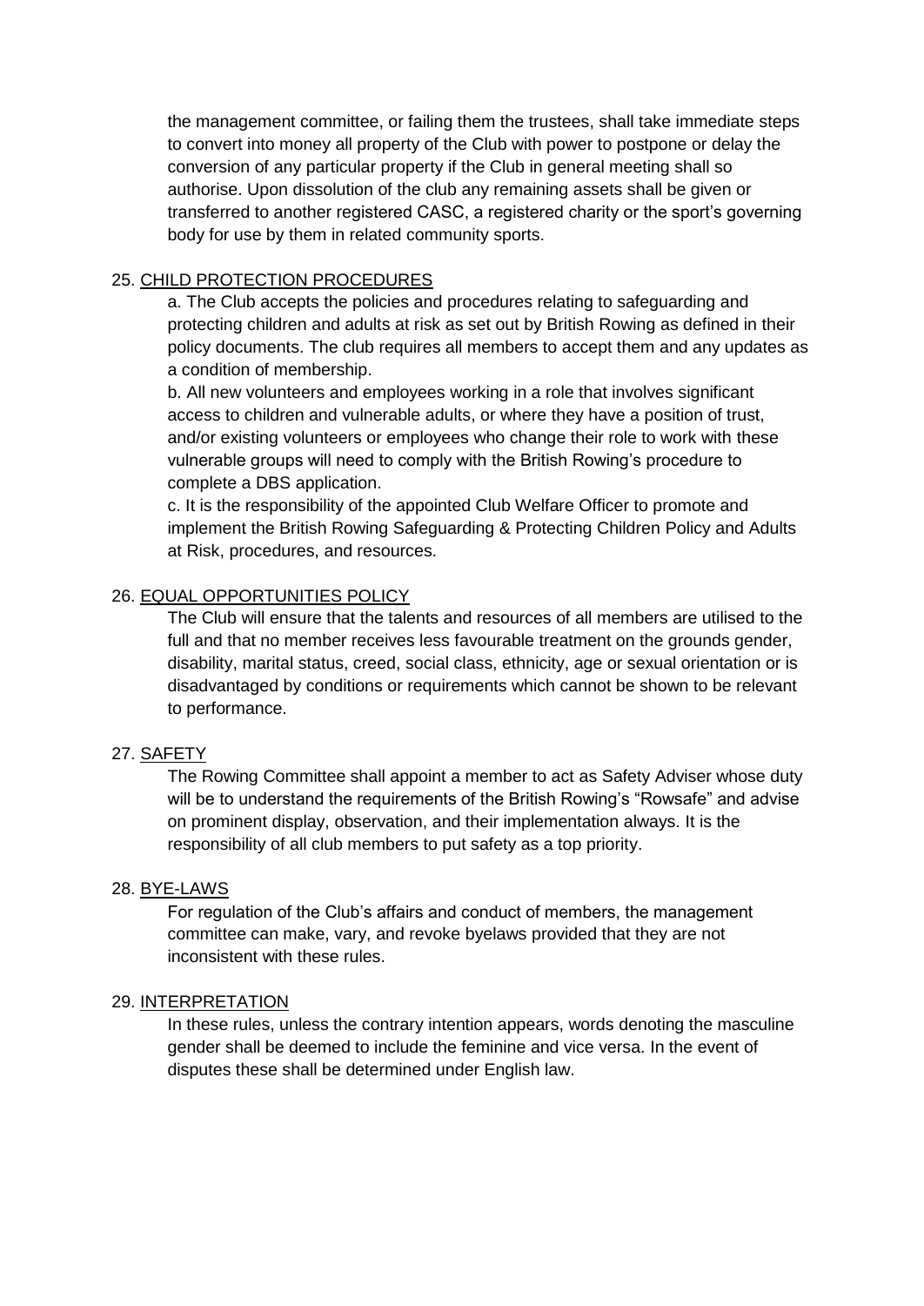the management committee, or failing them the trustees, shall take immediate steps to convert into money all property of the Club with power to postpone or delay the conversion of any particular property if the Club in general meeting shall so authorise. Upon dissolution of the club any remaining assets shall be given or transferred to another registered CASC, a registered charity or the sport's governing body for use by them in related community sports.

25. CHILD PROTECTION PROCEDURES

a. The Club accepts the policies and procedures relating to safeguarding and protecting children and adults at risk as set out by British Rowing as defined in their policy documents. The club requires all members to accept them and any updates as a condition of membership.

b. All new volunteers and employees working in a role that involves significant access to children and vulnerable adults, or where they have a position of trust, and/or existing volunteers or employees who change their role to work with these vulnerable groups will need to comply with the British Rowing's procedure to complete a DBS application.

c. It is the responsibility of the appointed Club Welfare Officer to promote and implement the British Rowing Safeguarding & Protecting Children Policy and Adults at Risk, procedures, and resources.

26. EQUAL OPPORTUNITIES POLICY

The Club will ensure that the talents and resources of all members are utilised to the full and that no member receives less favourable treatment on the grounds gender, disability, marital status, creed, social class, ethnicity, age or sexual orientation or is disadvantaged by conditions or requirements which cannot be shown to be relevant to performance.

27. SAFETY

The Rowing Committee shall appoint a member to act as Safety Adviser whose duty will be to understand the requirements of the British Rowing's "Rowsafe" and advise on prominent display, observation, and their implementation always. It is the responsibility of all club members to put safety as a top priority.

28. BYE-LAWS

For regulation of the Club's affairs and conduct of members, the management committee can make, vary, and revoke byelaws provided that they are not inconsistent with these rules.

29. INTERPRETATION

In these rules, unless the contrary intention appears, words denoting the masculine gender shall be deemed to include the feminine and vice versa. In the event of disputes these shall be determined under English law.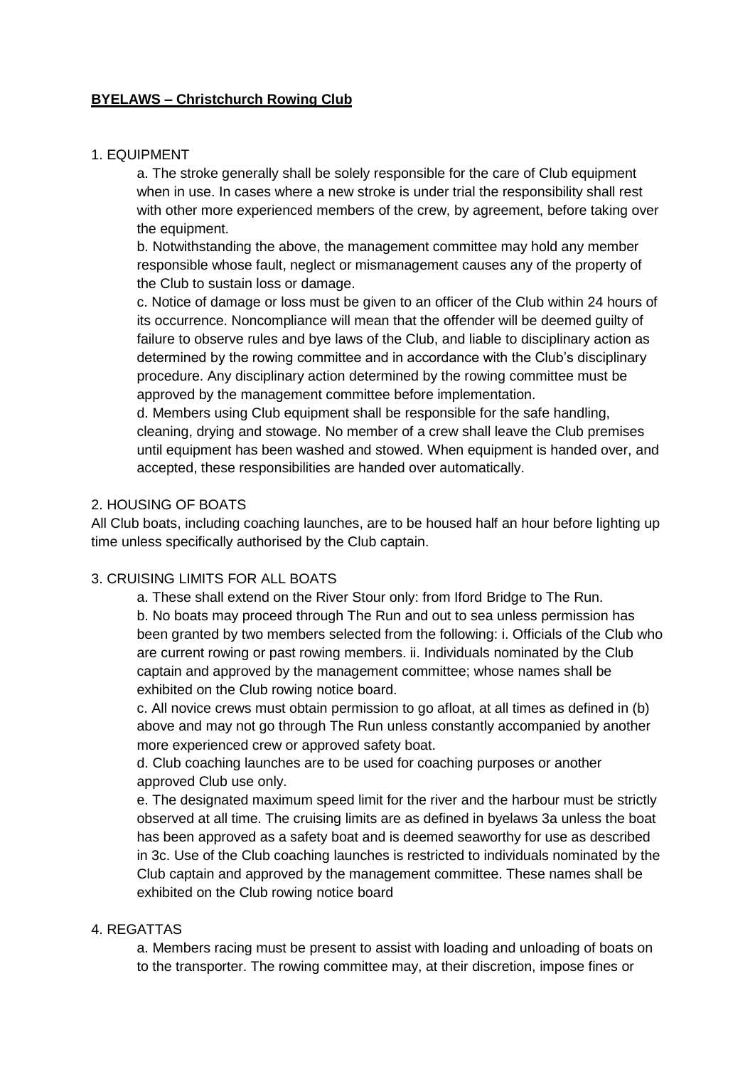**BYELAWS – Christchurch Rowing Club**

1. EQUIPMENT

a. The stroke generally shall be solely responsible for the care of Club equipment when in use. In cases where a new stroke is under trial the responsibility shall rest with other more experienced members of the crew, by agreement, before taking over the equipment.

b. Notwithstanding the above, the management committee may hold any member responsible whose fault, neglect or mismanagement causes any of the property of the Club to sustain loss or damage.

c. Notice of damage or loss must be given to an officer of the Club within 24 hours of its occurrence. Noncompliance will mean that the offender will be deemed guilty of failure to observe rules and bye laws of the Club, and liable to disciplinary action as determined by the rowing committee and in accordance with the Club's disciplinary procedure. Any disciplinary action determined by the rowing committee must be approved by the management committee before implementation.

d. Members using Club equipment shall be responsible for the safe handling, cleaning, drying and stowage. No member of a crew shall leave the Club premises until equipment has been washed and stowed. When equipment is handed over, and accepted, these responsibilities are handed over automatically.

2. HOUSING OF BOATS

All Club boats, including coaching launches, are to be housed half an hour before lighting up time unless specifically authorised by the Club captain.

3. CRUISING LIMITS FOR ALL BOATS

a. These shall extend on the River Stour only: from Iford Bridge to The Run.

b. No boats may proceed through The Run and out to sea unless permission has been granted by two members selected from the following: i. Officials of the Club who are current rowing or past rowing members. ii. Individuals nominated by the Club captain and approved by the management committee; whose names shall be exhibited on the Club rowing notice board.

c. All novice crews must obtain permission to go afloat, at all times as defined in (b) above and may not go through The Run unless constantly accompanied by another more experienced crew or approved safety boat.

d. Club coaching launches are to be used for coaching purposes or another approved Club use only.

e. The designated maximum speed limit for the river and the harbour must be strictly observed at all time. The cruising limits are as defined in byelaws 3a unless the boat has been approved as a safety boat and is deemed seaworthy for use as described in 3c. Use of the Club coaching launches is restricted to individuals nominated by the Club captain and approved by the management committee. These names shall be exhibited on the Club rowing notice board

4. REGATTAS

a. Members racing must be present to assist with loading and unloading of boats on to the transporter. The rowing committee may, at their discretion, impose fines or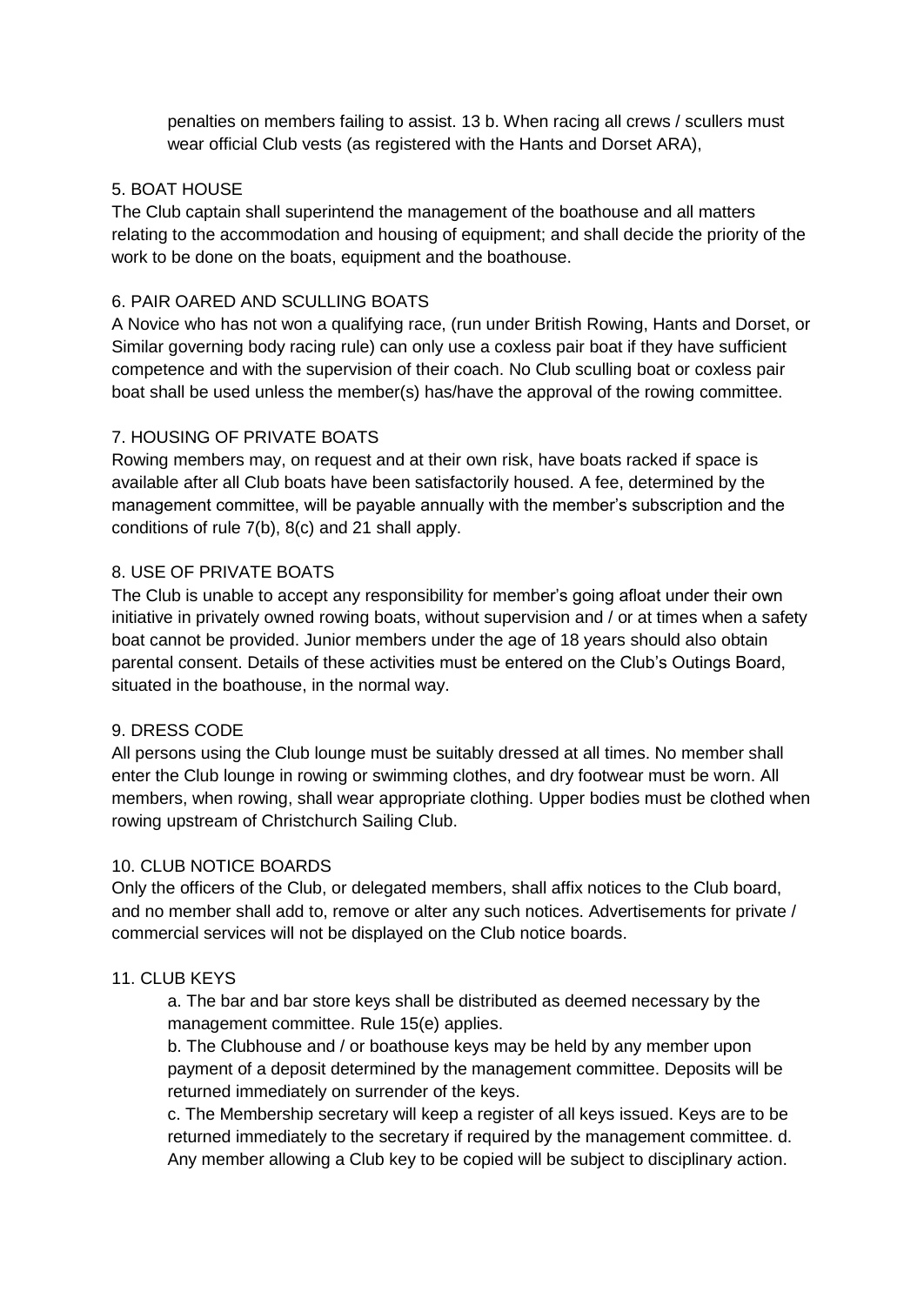penalties on members failing to assist. 13 b. When racing all crews / scullers must wear official Club vests (as registered with the Hants and Dorset ARA),

## 5. BOAT HOUSE

The Club captain shall superintend the management of the boathouse and all matters relating to the accommodation and housing of equipment; and shall decide the priority of the work to be done on the boats, equipment and the boathouse.

## 6. PAIR OARED AND SCULLING BOATS

A Novice who has not won a qualifying race, (run under British Rowing, Hants and Dorset, or Similar governing body racing rule) can only use a coxless pair boat if they have sufficient competence and with the supervision of their coach. No Club sculling boat or coxless pair boat shall be used unless the member(s) has/have the approval of the rowing committee.

## 7. HOUSING OF PRIVATE BOATS

Rowing members may, on request and at their own risk, have boats racked if space is available after all Club boats have been satisfactorily housed. A fee, determined by the management committee, will be payable annually with the member's subscription and the conditions of rule 7(b), 8(c) and 21 shall apply.

## 8. USE OF PRIVATE BOATS

The Club is unable to accept any responsibility for member's going afloat under their own initiative in privately owned rowing boats, without supervision and / or at times when a safety boat cannot be provided. Junior members under the age of 18 years should also obtain parental consent. Details of these activities must be entered on the Club's Outings Board, situated in the boathouse, in the normal way.

## 9. DRESS CODE

All persons using the Club lounge must be suitably dressed at all times. No member shall enter the Club lounge in rowing or swimming clothes, and dry footwear must be worn. All members, when rowing, shall wear appropriate clothing. Upper bodies must be clothed when rowing upstream of Christchurch Sailing Club.

## 10. CLUB NOTICE BOARDS

Only the officers of the Club, or delegated members, shall affix notices to the Club board, and no member shall add to, remove or alter any such notices. Advertisements for private / commercial services will not be displayed on the Club notice boards.

## 11. CLUB KEYS

a. The bar and bar store keys shall be distributed as deemed necessary by the management committee. Rule 15(e) applies.

b. The Clubhouse and / or boathouse keys may be held by any member upon payment of a deposit determined by the management committee. Deposits will be returned immediately on surrender of the keys.

c. The Membership secretary will keep a register of all keys issued. Keys are to be returned immediately to the secretary if required by the management committee. d. Any member allowing a Club key to be copied will be subject to disciplinary action.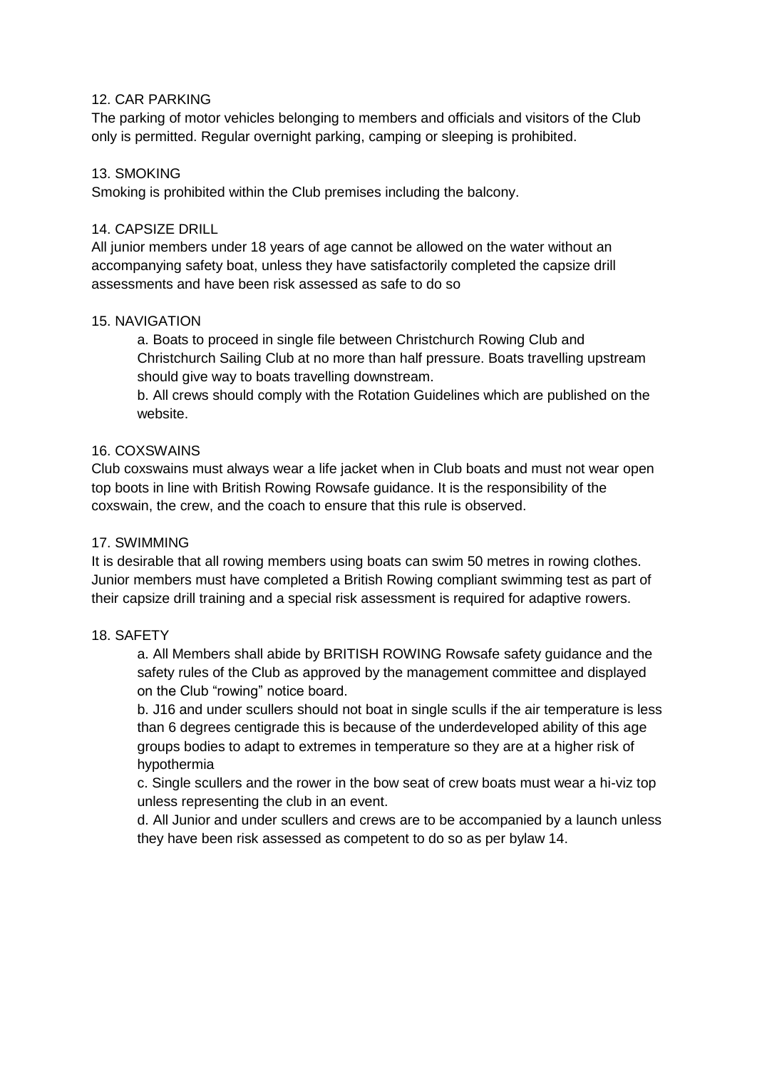## 12. CAR PARKING

The parking of motor vehicles belonging to members and officials and visitors of the Club only is permitted. Regular overnight parking, camping or sleeping is prohibited.

## 13. SMOKING

Smoking is prohibited within the Club premises including the balcony.

## 14. CAPSIZE DRILL

All junior members under 18 years of age cannot be allowed on the water without an accompanying safety boat, unless they have satisfactorily completed the capsize drill assessments and have been risk assessed as safe to do so

## 15. NAVIGATION

a. Boats to proceed in single file between Christchurch Rowing Club and Christchurch Sailing Club at no more than half pressure. Boats travelling upstream should give way to boats travelling downstream.

b. All crews should comply with the Rotation Guidelines which are published on the website.

## 16. COXSWAINS

Club coxswains must always wear a life jacket when in Club boats and must not wear open top boots in line with British Rowing Rowsafe guidance. It is the responsibility of the coxswain, the crew, and the coach to ensure that this rule is observed.

## 17. SWIMMING

It is desirable that all rowing members using boats can swim 50 metres in rowing clothes. Junior members must have completed a British Rowing compliant swimming test as part of their capsize drill training and a special risk assessment is required for adaptive rowers.

## 18. SAFETY

a. All Members shall abide by BRITISH ROWING Rowsafe safety guidance and the safety rules of the Club as approved by the management committee and displayed on the Club "rowing" notice board.

b. J16 and under scullers should not boat in single sculls if the air temperature is less than 6 degrees centigrade this is because of the underdeveloped ability of this age groups bodies to adapt to extremes in temperature so they are at a higher risk of hypothermia

c. Single scullers and the rower in the bow seat of crew boats must wear a hi-viz top unless representing the club in an event.

d. All Junior and under scullers and crews are to be accompanied by a launch unless they have been risk assessed as competent to do so as per bylaw 14.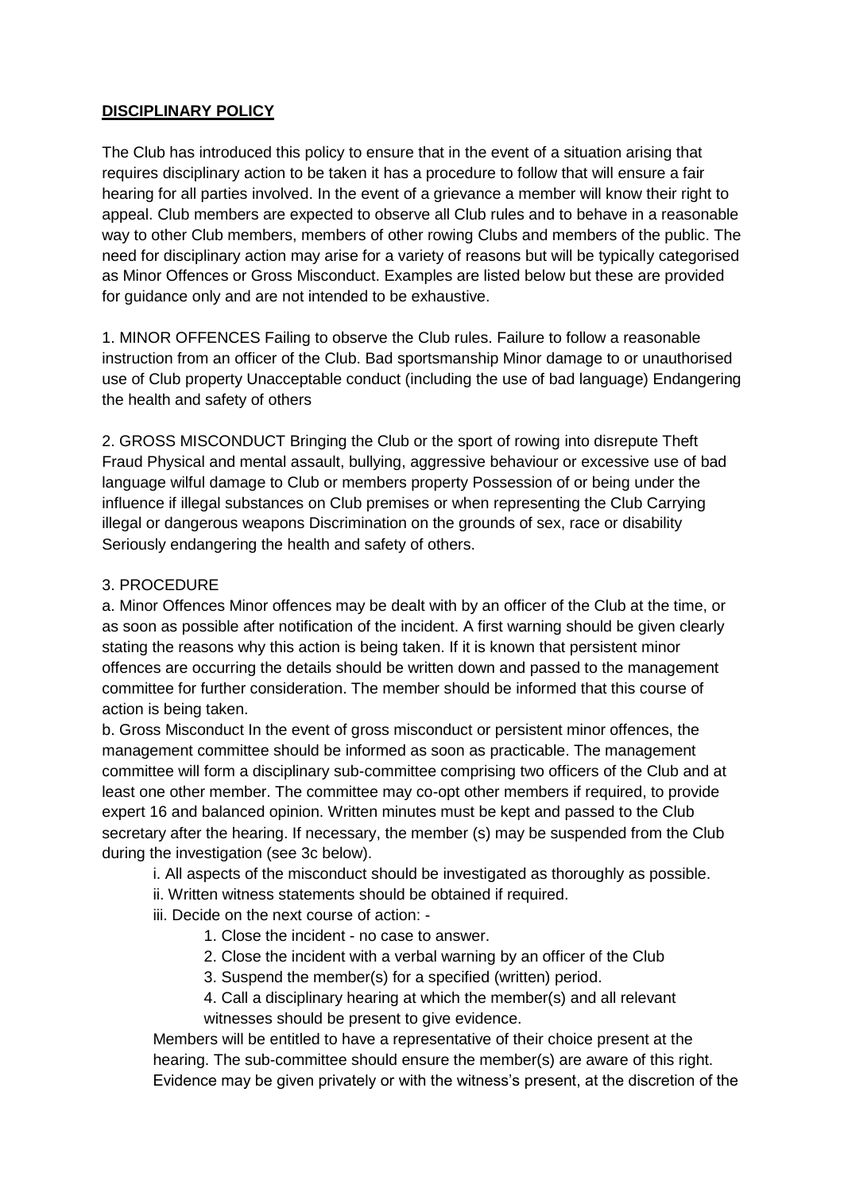**DISCIPLINARY POLICY**

The Club has introduced this policy to ensure that in the event of a situation arising that requires disciplinary action to be taken it has a procedure to follow that will ensure a fair hearing for all parties involved. In the event of a grievance a member will know their right to appeal. Club members are expected to observe all Club rules and to behave in a reasonable way to other Club members, members of other rowing Clubs and members of the public. The need for disciplinary action may arise for a variety of reasons but will be typically categorised as Minor Offences or Gross Misconduct. Examples are listed below but these are provided for guidance only and are not intended to be exhaustive.

1. MINOR OFFENCES Failing to observe the Club rules. Failure to follow a reasonable instruction from an officer of the Club. Bad sportsmanship Minor damage to or unauthorised use of Club property Unacceptable conduct (including the use of bad language) Endangering the health and safety of others

2. GROSS MISCONDUCT Bringing the Club or the sport of rowing into disrepute Theft Fraud Physical and mental assault, bullying, aggressive behaviour or excessive use of bad language wilful damage to Club or members property Possession of or being under the influence if illegal substances on Club premises or when representing the Club Carrying illegal or dangerous weapons Discrimination on the grounds of sex, race or disability Seriously endangering the health and safety of others.

3. PROCEDURE

a. Minor Offences Minor offences may be dealt with by an officer of the Club at the time, or as soon as possible after notification of the incident. A first warning should be given clearly stating the reasons why this action is being taken. If it is known that persistent minor offences are occurring the details should be written down and passed to the management committee for further consideration. The member should be informed that this course of action is being taken.

b. Gross Misconduct In the event of gross misconduct or persistent minor offences, the management committee should be informed as soon as practicable. The management committee will form a disciplinary sub-committee comprising two officers of the Club and at least one other member. The committee may co-opt other members if required, to provide expert 16 and balanced opinion. Written minutes must be kept and passed to the Club secretary after the hearing. If necessary, the member (s) may be suspended from the Club during the investigation (see 3c below).

- i. All aspects of the misconduct should be investigated as thoroughly as possible.
- ii. Written witness statements should be obtained if required.
- iii. Decide on the next course of action: -
    1. Close the incident - no case to answer.
    2. Close the incident with a verbal warning by an officer of the Club
    3. Suspend the member(s) for a specified (written) period.
    4. Call a disciplinary hearing at which the member(s) and all relevant witnesses should be present to give evidence.

Members will be entitled to have a representative of their choice present at the hearing. The sub-committee should ensure the member(s) are aware of this right. Evidence may be given privately or with the witness's present, at the discretion of the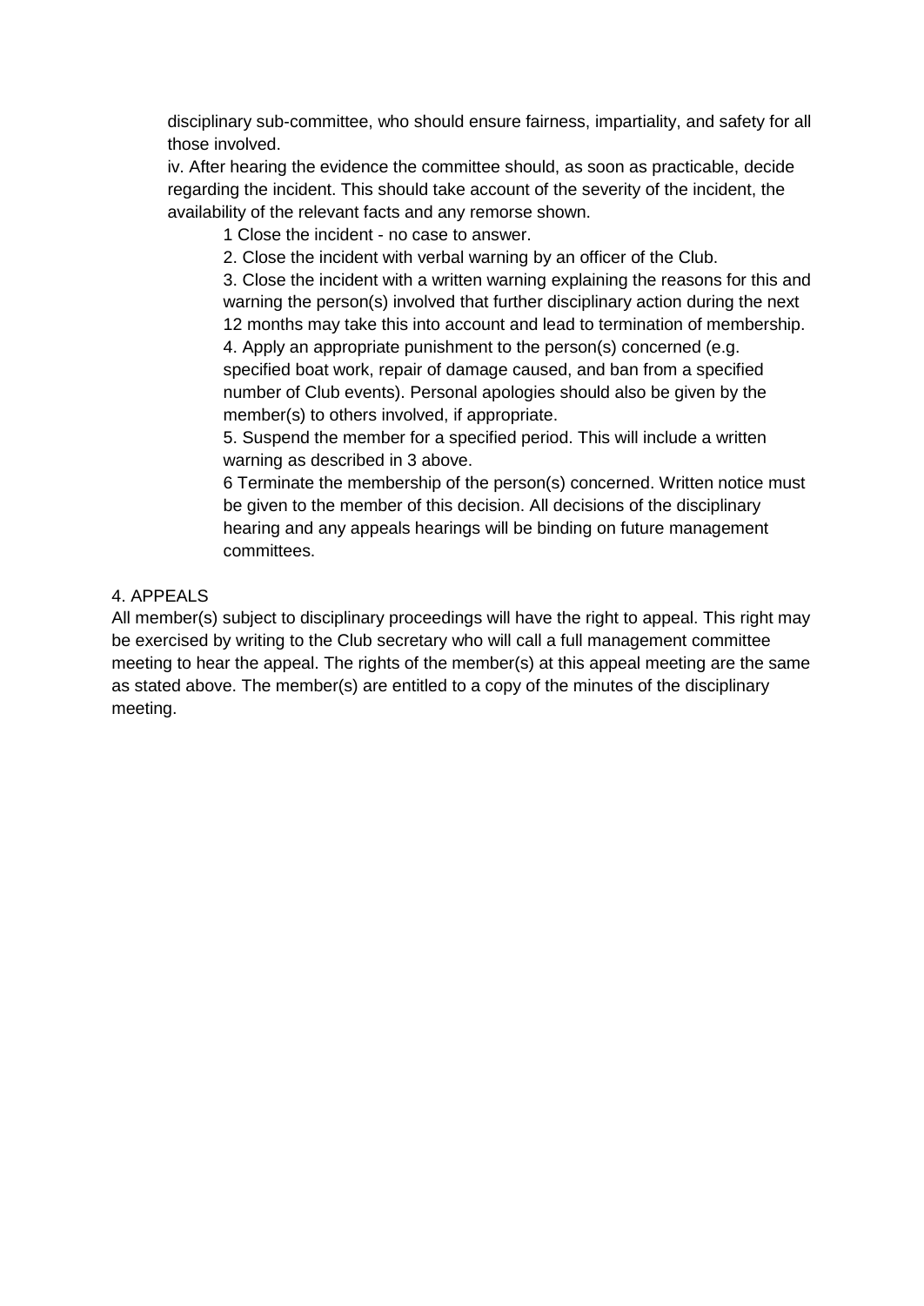disciplinary sub-committee, who should ensure fairness, impartiality, and safety for all those involved.

iv. After hearing the evidence the committee should, as soon as practicable, decide regarding the incident. This should take account of the severity of the incident, the availability of the relevant facts and any remorse shown.

1 Close the incident - no case to answer.

2. Close the incident with verbal warning by an officer of the Club.

3. Close the incident with a written warning explaining the reasons for this and warning the person(s) involved that further disciplinary action during the next 12 months may take this into account and lead to termination of membership.

4. Apply an appropriate punishment to the person(s) concerned (e.g. specified boat work, repair of damage caused, and ban from a specified number of Club events). Personal apologies should also be given by the member(s) to others involved, if appropriate.

5. Suspend the member for a specified period. This will include a written warning as described in 3 above.

6 Terminate the membership of the person(s) concerned. Written notice must be given to the member of this decision. All decisions of the disciplinary hearing and any appeals hearings will be binding on future management committees.

4. APPEALS

All member(s) subject to disciplinary proceedings will have the right to appeal. This right may be exercised by writing to the Club secretary who will call a full management committee meeting to hear the appeal. The rights of the member(s) at this appeal meeting are the same as stated above. The member(s) are entitled to a copy of the minutes of the disciplinary meeting.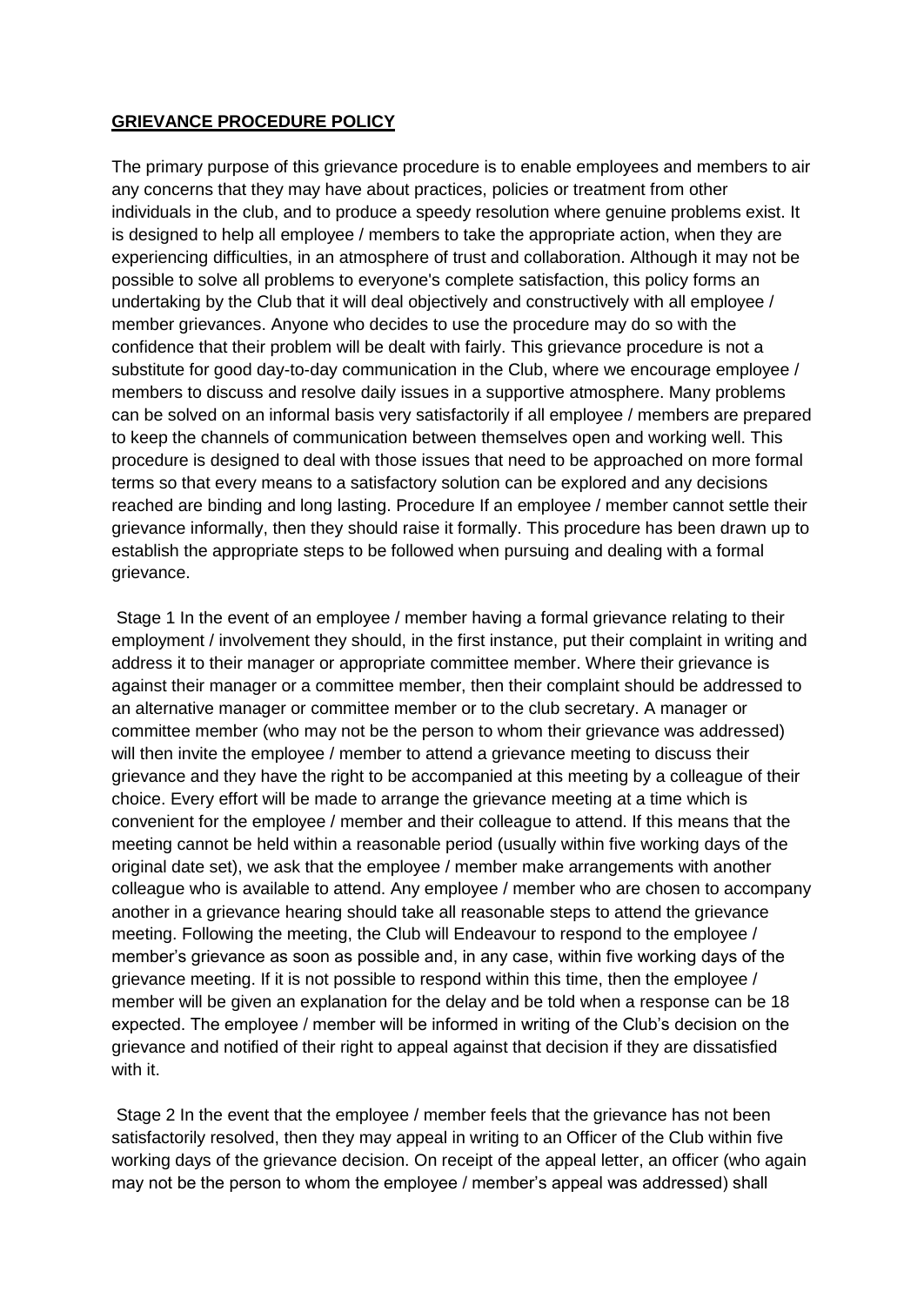## **GRIEVANCE PROCEDURE POLICY**

The primary purpose of this grievance procedure is to enable employees and members to air any concerns that they may have about practices, policies or treatment from other individuals in the club, and to produce a speedy resolution where genuine problems exist. It is designed to help all employee / members to take the appropriate action, when they are experiencing difficulties, in an atmosphere of trust and collaboration. Although it may not be possible to solve all problems to everyone's complete satisfaction, this policy forms an undertaking by the Club that it will deal objectively and constructively with all employee / member grievances. Anyone who decides to use the procedure may do so with the confidence that their problem will be dealt with fairly. This grievance procedure is not a substitute for good day-to-day communication in the Club, where we encourage employee / members to discuss and resolve daily issues in a supportive atmosphere. Many problems can be solved on an informal basis very satisfactorily if all employee / members are prepared to keep the channels of communication between themselves open and working well. This procedure is designed to deal with those issues that need to be approached on more formal terms so that every means to a satisfactory solution can be explored and any decisions reached are binding and long lasting. Procedure If an employee / member cannot settle their grievance informally, then they should raise it formally. This procedure has been drawn up to establish the appropriate steps to be followed when pursuing and dealing with a formal grievance.

Stage 1 In the event of an employee / member having a formal grievance relating to their employment / involvement they should, in the first instance, put their complaint in writing and address it to their manager or appropriate committee member. Where their grievance is against their manager or a committee member, then their complaint should be addressed to an alternative manager or committee member or to the club secretary. A manager or committee member (who may not be the person to whom their grievance was addressed) will then invite the employee / member to attend a grievance meeting to discuss their grievance and they have the right to be accompanied at this meeting by a colleague of their choice. Every effort will be made to arrange the grievance meeting at a time which is convenient for the employee / member and their colleague to attend. If this means that the meeting cannot be held within a reasonable period (usually within five working days of the original date set), we ask that the employee / member make arrangements with another colleague who is available to attend. Any employee / member who are chosen to accompany another in a grievance hearing should take all reasonable steps to attend the grievance meeting. Following the meeting, the Club will Endeavour to respond to the employee / member's grievance as soon as possible and, in any case, within five working days of the grievance meeting. If it is not possible to respond within this time, then the employee / member will be given an explanation for the delay and be told when a response can be 18 expected. The employee / member will be informed in writing of the Club's decision on the grievance and notified of their right to appeal against that decision if they are dissatisfied with it.

Stage 2 In the event that the employee / member feels that the grievance has not been satisfactorily resolved, then they may appeal in writing to an Officer of the Club within five working days of the grievance decision. On receipt of the appeal letter, an officer (who again may not be the person to whom the employee / member's appeal was addressed) shall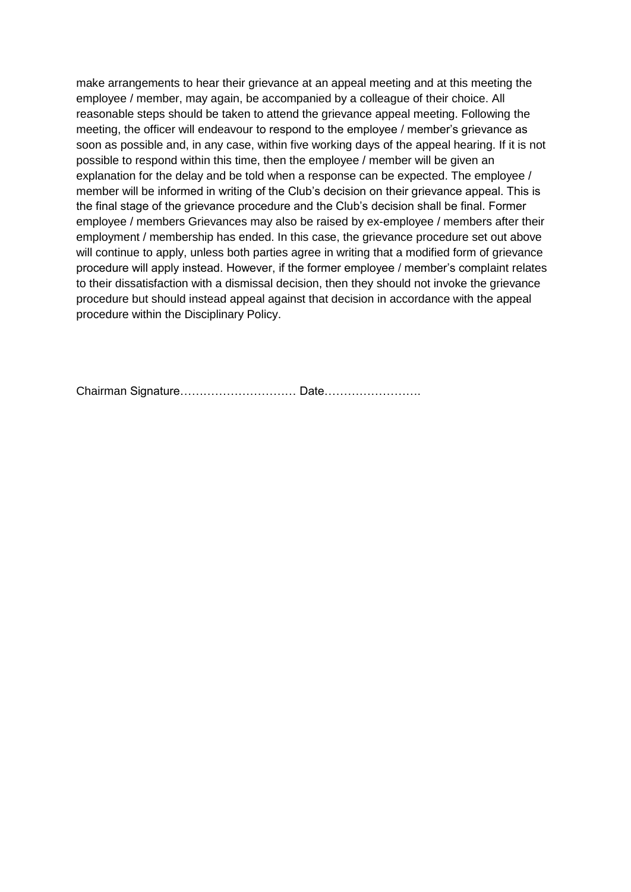make arrangements to hear their grievance at an appeal meeting and at this meeting the employee / member, may again, be accompanied by a colleague of their choice. All reasonable steps should be taken to attend the grievance appeal meeting. Following the meeting, the officer will endeavour to respond to the employee / member's grievance as soon as possible and, in any case, within five working days of the appeal hearing. If it is not possible to respond within this time, then the employee / member will be given an explanation for the delay and be told when a response can be expected. The employee / member will be informed in writing of the Club's decision on their grievance appeal. This is the final stage of the grievance procedure and the Club's decision shall be final. Former employee / members Grievances may also be raised by ex-employee / members after their employment / membership has ended. In this case, the grievance procedure set out above will continue to apply, unless both parties agree in writing that a modified form of grievance procedure will apply instead. However, if the former employee / member's complaint relates to their dissatisfaction with a dismissal decision, then they should not invoke the grievance procedure but should instead appeal against that decision in accordance with the appeal procedure within the Disciplinary Policy.

Chairman Signature………………………… Date…………………….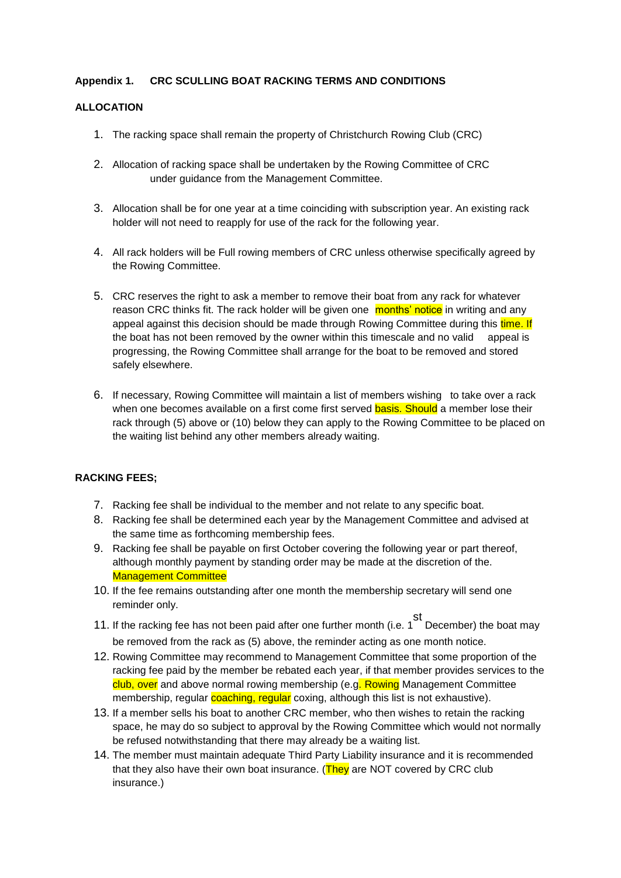**Appendix 1. CRC SCULLING BOAT RACKING TERMS AND CONDITIONS**

**ALLOCATION**

1. The racking space shall remain the property of Christchurch Rowing Club (CRC)
2. Allocation of racking space shall be undertaken by the Rowing Committee of CRC under guidance from the Management Committee.
3. Allocation shall be for one year at a time coinciding with subscription year. An existing rack holder will not need to reapply for use of the rack for the following year.
4. All rack holders will be Full rowing members of CRC unless otherwise specifically agreed by the Rowing Committee.
5. CRC reserves the right to ask a member to remove their boat from any rack for whatever reason CRC thinks fit. The rack holder will be given one months' notice in writing and any appeal against this decision should be made through Rowing Committee during this time. If the boat has not been removed by the owner within this timescale and no valid appeal is progressing, the Rowing Committee shall arrange for the boat to be removed and stored safely elsewhere.
6. If necessary, Rowing Committee will maintain a list of members wishing to take over a rack when one becomes available on a first come first served basis. Should a member lose their rack through (5) above or (10) below they can apply to the Rowing Committee to be placed on the waiting list behind any other members already waiting.

**RACKING FEES;**

7. Racking fee shall be individual to the member and not relate to any specific boat.
8. Racking fee shall be determined each year by the Management Committee and advised at the same time as forthcoming membership fees.
9. Racking fee shall be payable on first October covering the following year or part thereof, although monthly payment by standing order may be made at the discretion of the. Management Committee
10. If the fee remains outstanding after one month the membership secretary will send one reminder only.
11. If the racking fee has not been paid after one further month (i.e. 1st December) the boat may be removed from the rack as (5) above, the reminder acting as one month notice.
12. Rowing Committee may recommend to Management Committee that some proportion of the racking fee paid by the member be rebated each year, if that member provides services to the club, over and above normal rowing membership (e.g. Rowing Management Committee membership, regular coaching, regular coxing, although this list is not exhaustive).
13. If a member sells his boat to another CRC member, who then wishes to retain the racking space, he may do so subject to approval by the Rowing Committee which would not normally be refused notwithstanding that there may already be a waiting list.
14. The member must maintain adequate Third Party Liability insurance and it is recommended that they also have their own boat insurance. (They are NOT covered by CRC club insurance.)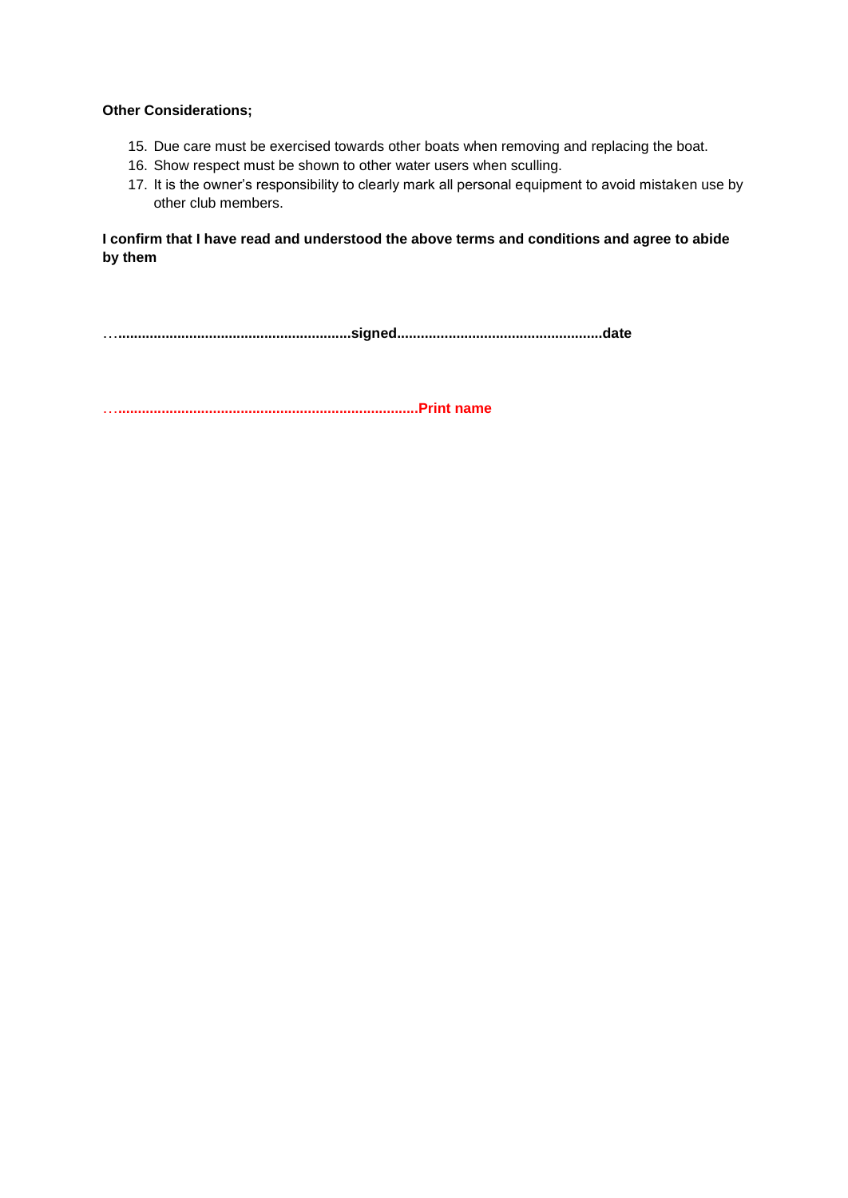**Other Considerations;**

15. Due care must be exercised towards other boats when removing and replacing the boat.
16. Show respect must be shown to other water users when sculling.
17. It is the owner's responsibility to clearly mark all personal equipment to avoid mistaken use by other club members.

**I confirm that I have read and understood the above terms and conditions and agree to abide by them**

**…..........................................................signed...................................................date**

**…..........................................................................Print name**